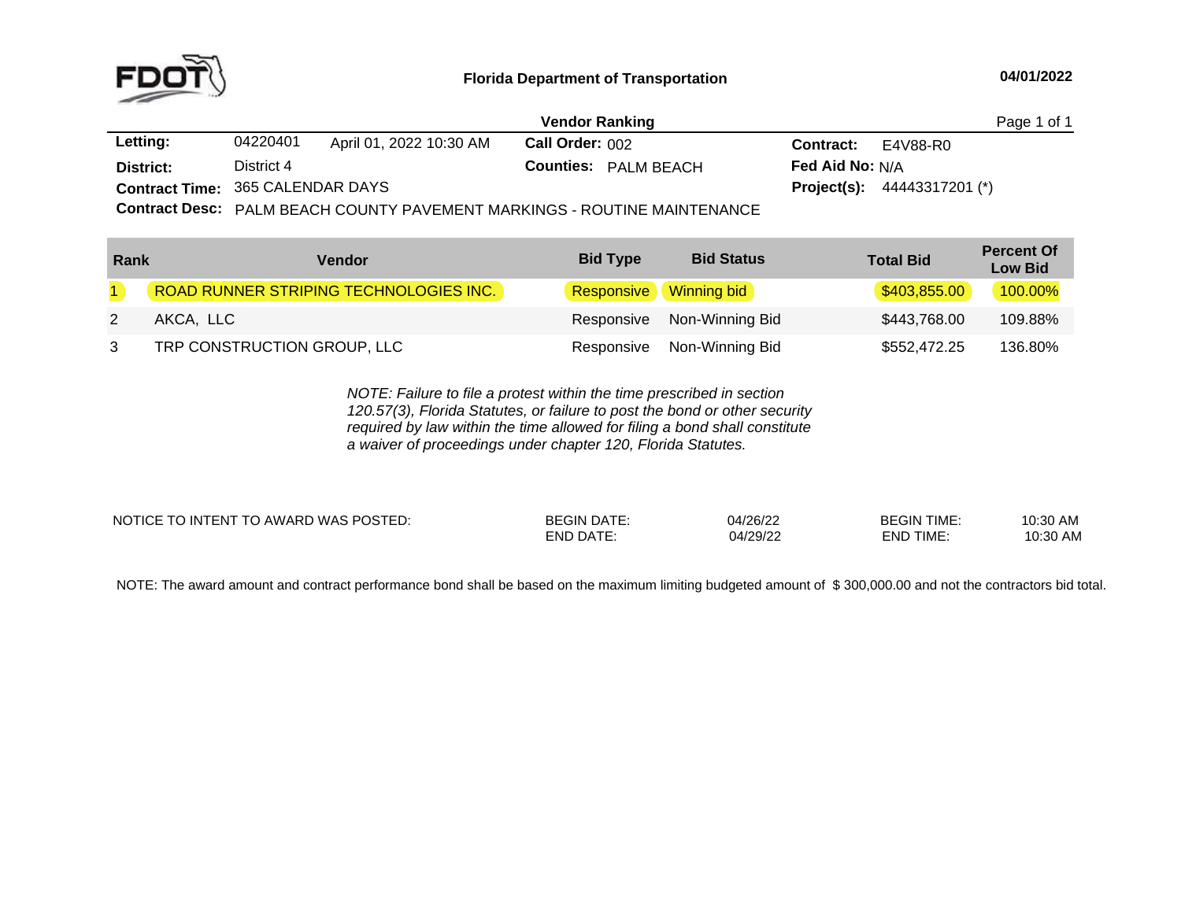**Florida Department of Transportation**

**04/01/2022**

**Vendor Ranking**

| | | | | | |
|---|---|---|---|---|---|
| **Letting:** | 04220401 | April 01, 2022 10:30 AM | **Call Order:** 002 | **Contract:** | E4V88-R0 |
| **District:** | District 4 | | **Counties:** PALM BEACH | **Fed Aid No:** | N/A |
| **Contract Time:** | 365 CALENDAR DAYS | | | **Project(s):** | 44443317201 (*) |

**Contract Desc:** PALM BEACH COUNTY PAVEMENT MARKINGS - ROUTINE MAINTENANCE

| Rank | Vendor | Bid Type | Bid Status | Total Bid | Percent Of Low Bid |
|---|---|---|---|---|---|
| 1 | ROAD RUNNER STRIPING TECHNOLOGIES INC. | Responsive | Winning bid | $403,855.00 | 100.00% |
| 2 | AKCA, LLC | Responsive | Non-Winning Bid | $443,768.00 | 109.88% |
| 3 | TRP CONSTRUCTION GROUP, LLC | Responsive | Non-Winning Bid | $552,472.25 | 136.80% |

*NOTE: Failure to file a protest within the time prescribed in section 120.57(3), Florida Statutes, or failure to post the bond or other security required by law within the time allowed for filing a bond shall constitute a waiver of proceedings under chapter 120, Florida Statutes.*

| | | | | |
|---|---|---|---|---|
| NOTICE TO INTENT TO AWARD WAS POSTED: | BEGIN DATE: | 04/26/22 | BEGIN TIME: | 10:30 AM |
| | END DATE: | 04/29/22 | END TIME: | 10:30 AM |

NOTE: The award amount and contract performance bond shall be based on the maximum limiting budgeted amount of $ 300,000.00 and not the contractors bid total.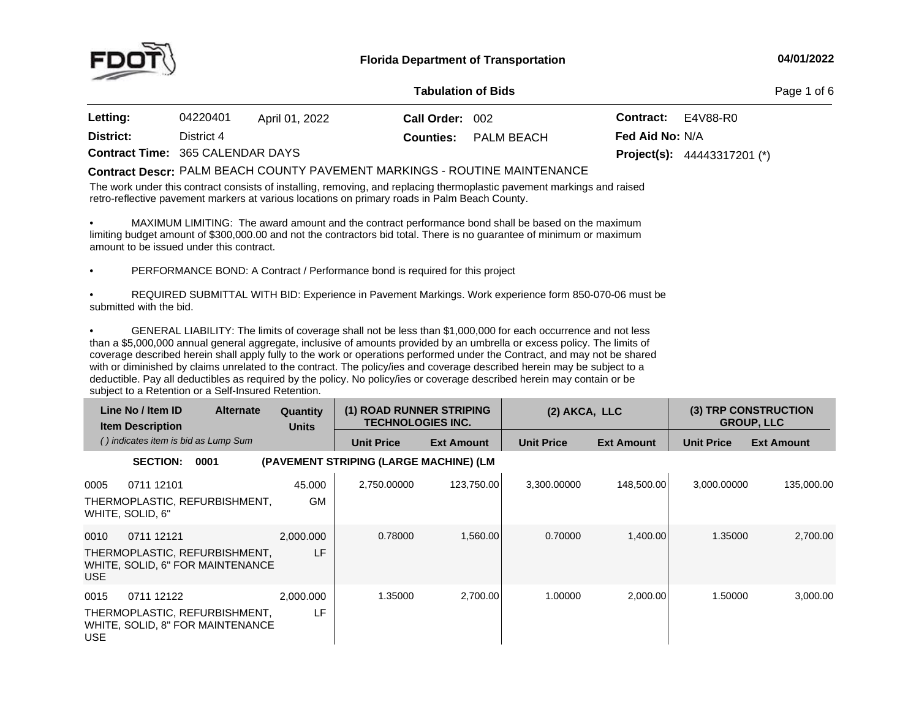**Florida Department of Transportation**

**Tabulation of Bids**

| | | | | | |
|---|---|---|---|---|---|
| **Letting:** | 04220401 April 01, 2022 | **Call Order:** | 002 | **Contract:** | E4V88-R0 |
| **District:** | District 4 | **Counties:** | PALM BEACH | **Fed Aid No:** | N/A |
| **Contract Time:** | 365 CALENDAR DAYS | | | **Project(s):** | 44443317201 (*) |

**Contract Descr:** PALM BEACH COUNTY PAVEMENT MARKINGS - ROUTINE MAINTENANCE

The work under this contract consists of installing, removing, and replacing thermoplastic pavement markings and raised retro-reflective pavement markers at various locations on primary roads in Palm Beach County.

- MAXIMUM LIMITING: The award amount and the contract performance bond shall be based on the maximum limiting budget amount of $300,000.00 and not the contractors bid total. There is no guarantee of minimum or maximum amount to be issued under this contract.

- PERFORMANCE BOND: A Contract / Performance bond is required for this project

- REQUIRED SUBMITTAL WITH BID: Experience in Pavement Markings. Work experience form 850-070-06 must be submitted with the bid.

- GENERAL LIABILITY: The limits of coverage shall not be less than $1,000,000 for each occurrence and not less than a $5,000,000 annual general aggregate, inclusive of amounts provided by an umbrella or excess policy. The limits of coverage described herein shall apply fully to the work or operations performed under the Contract, and may not be shared with or diminished by claims unrelated to the contract. The policy/ies and coverage described herein may be subject to a deductible. Pay all deductibles as required by the policy. No policy/ies or coverage described herein may contain or be subject to a Retention or a Self-Insured Retention.

| Line No / Item ID | Item Description ( ) indicates item is bid as Lump Sum | Alternate | Quantity Units | (1) ROAD RUNNER STRIPING TECHNOLOGIES INC. | | (2) AKCA, LLC | | (3) TRP CONSTRUCTION GROUP, LLC | |
|---|---|---|---|---|---|---|---|---|---|
| | | | | Unit Price | Ext Amount | Unit Price | Ext Amount | Unit Price | Ext Amount |
| **SECTION: 0001** | **(PAVEMENT STRIPING (LARGE MACHINE) (LM** | | | | | | | | |
| 0005 0711 12101 | THERMOPLASTIC, REFURBISHMENT, WHITE, SOLID, 6" | | 45.000 GM | 2,750.00000 | 123,750.00 | 3,300.00000 | 148,500.00 | 3,000.00000 | 135,000.00 |
| 0010 0711 12121 | THERMOPLASTIC, REFURBISHMENT, WHITE, SOLID, 6" FOR MAINTENANCE USE | | 2,000.000 LF | 0.78000 | 1,560.00 | 0.70000 | 1,400.00 | 1.35000 | 2,700.00 |
| 0015 0711 12122 | THERMOPLASTIC, REFURBISHMENT, WHITE, SOLID, 8" FOR MAINTENANCE USE | | 2,000.000 LF | 1.35000 | 2,700.00 | 1.00000 | 2,000.00 | 1.50000 | 3,000.00 |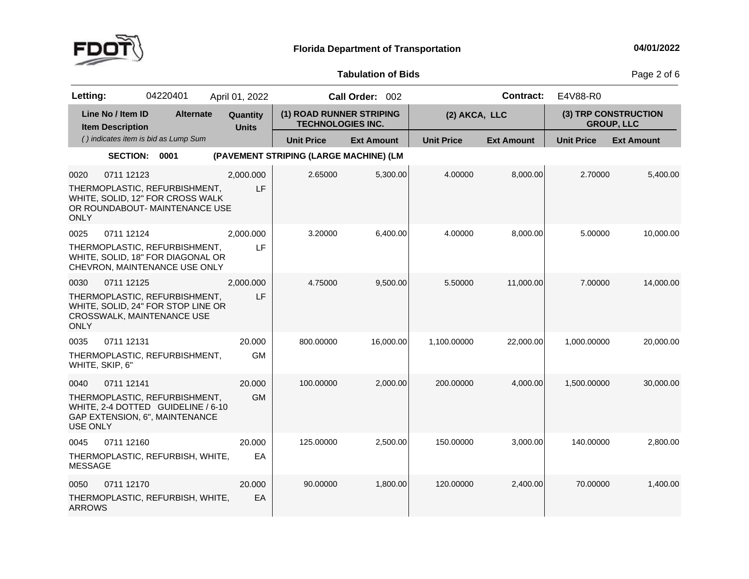**Florida Department of Transportation** 04/01/2022

**Tabulation of Bids**

**Letting:** 04220401 April 01, 2022 **Call Order:** 002 **Contract:** E4V88-R0

| Line No / Item ID / Item Description | Alternate | Quantity / Units | (1) ROAD RUNNER STRIPING TECHNOLOGIES INC. | | (2) AKCA, LLC | | (3) TRP CONSTRUCTION GROUP, LLC | |
|---|---|---|---|---|---|---|---|---|
| *( ) indicates item is bid as Lump Sum* | | | Unit Price | Ext Amount | Unit Price | Ext Amount | Unit Price | Ext Amount |
| **SECTION: 0001** | | **(PAVEMENT STRIPING (LARGE MACHINE) (LM** | | | | | | |
| 0020 0711 12123 THERMOPLASTIC, REFURBISHMENT, WHITE, SOLID, 12" FOR CROSS WALK OR ROUNDABOUT- MAINTENANCE USE ONLY | | 2,000.000 LF | 2.65000 | 5,300.00 | 4.00000 | 8,000.00 | 2.70000 | 5,400.00 |
| 0025 0711 12124 THERMOPLASTIC, REFURBISHMENT, WHITE, SOLID, 18" FOR DIAGONAL OR CHEVRON, MAINTENANCE USE ONLY | | 2,000.000 LF | 3.20000 | 6,400.00 | 4.00000 | 8,000.00 | 5.00000 | 10,000.00 |
| 0030 0711 12125 THERMOPLASTIC, REFURBISHMENT, WHITE, SOLID, 24" FOR STOP LINE OR CROSSWALK, MAINTENANCE USE ONLY | | 2,000.000 LF | 4.75000 | 9,500.00 | 5.50000 | 11,000.00 | 7.00000 | 14,000.00 |
| 0035 0711 12131 THERMOPLASTIC, REFURBISHMENT, WHITE, SKIP, 6" | | 20.000 GM | 800.00000 | 16,000.00 | 1,100.00000 | 22,000.00 | 1,000.00000 | 20,000.00 |
| 0040 0711 12141 THERMOPLASTIC, REFURBISHMENT, WHITE, 2-4 DOTTED GUIDELINE / 6-10 GAP EXTENSION, 6", MAINTENANCE USE ONLY | | 20.000 GM | 100.00000 | 2,000.00 | 200.00000 | 4,000.00 | 1,500.00000 | 30,000.00 |
| 0045 0711 12160 THERMOPLASTIC, REFURBISH, WHITE, MESSAGE | | 20.000 EA | 125.00000 | 2,500.00 | 150.00000 | 3,000.00 | 140.00000 | 2,800.00 |
| 0050 0711 12170 THERMOPLASTIC, REFURBISH, WHITE, ARROWS | | 20.000 EA | 90.00000 | 1,800.00 | 120.00000 | 2,400.00 | 70.00000 | 1,400.00 |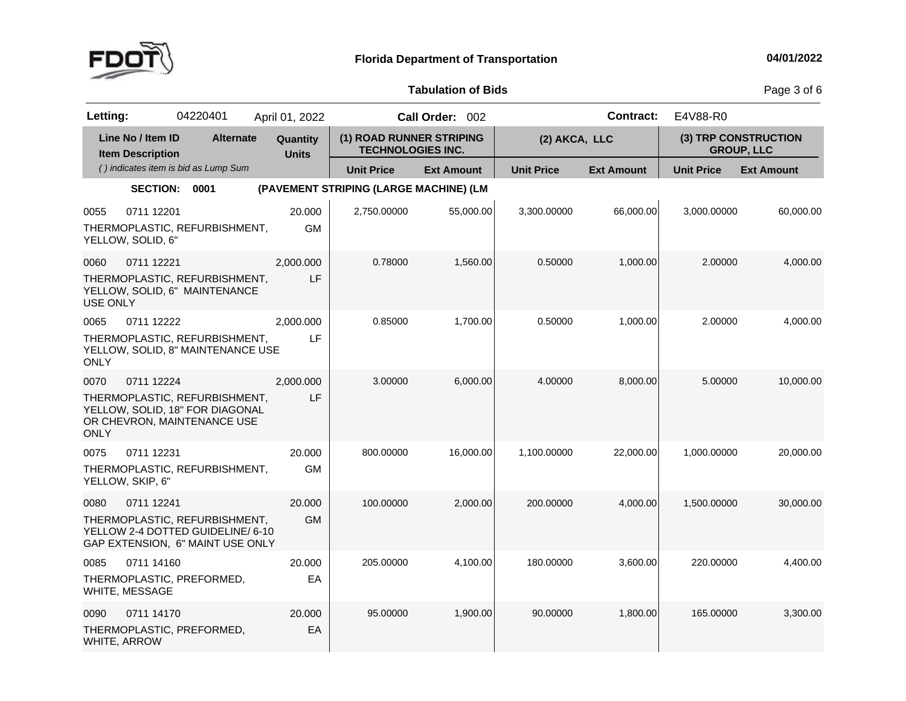**Florida Department of Transportation** 04/01/2022

**Tabulation of Bids**

| **Letting:** | 04220401 | April 01, 2022 | **Call Order:** 002 | **Contract:** | E4V88-R0 |
|---|---|---|---|---|---|

| Line No / Item ID | Item Description | Alternate | Quantity / Units | (1) ROAD RUNNER STRIPING TECHNOLOGIES INC. | | (2) AKCA, LLC | | (3) TRP CONSTRUCTION GROUP, LLC | |
|---|---|---|---|---|---|---|---|---|---|
| *( ) indicates item is bid as Lump Sum* | | | | Unit Price | Ext Amount | Unit Price | Ext Amount | Unit Price | Ext Amount |
| **SECTION: 0001** | **(PAVEMENT STRIPING (LARGE MACHINE) (LM** | | | | | | | | |
| 0055 0711 12201 | THERMOPLASTIC, REFURBISHMENT, YELLOW, SOLID, 6" | | 20.000 GM | 2,750.00000 | 55,000.00 | 3,300.00000 | 66,000.00 | 3,000.00000 | 60,000.00 |
| 0060 0711 12221 | THERMOPLASTIC, REFURBISHMENT, YELLOW, SOLID, 6" MAINTENANCE USE ONLY | | 2,000.000 LF | 0.78000 | 1,560.00 | 0.50000 | 1,000.00 | 2.00000 | 4,000.00 |
| 0065 0711 12222 | THERMOPLASTIC, REFURBISHMENT, YELLOW, SOLID, 8" MAINTENANCE USE ONLY | | 2,000.000 LF | 0.85000 | 1,700.00 | 0.50000 | 1,000.00 | 2.00000 | 4,000.00 |
| 0070 0711 12224 | THERMOPLASTIC, REFURBISHMENT, YELLOW, SOLID, 18" FOR DIAGONAL OR CHEVRON, MAINTENANCE USE ONLY | | 2,000.000 LF | 3.00000 | 6,000.00 | 4.00000 | 8,000.00 | 5.00000 | 10,000.00 |
| 0075 0711 12231 | THERMOPLASTIC, REFURBISHMENT, YELLOW, SKIP, 6" | | 20.000 GM | 800.00000 | 16,000.00 | 1,100.00000 | 22,000.00 | 1,000.00000 | 20,000.00 |
| 0080 0711 12241 | THERMOPLASTIC, REFURBISHMENT, YELLOW 2-4 DOTTED GUIDELINE/ 6-10 GAP EXTENSION, 6" MAINT USE ONLY | | 20.000 GM | 100.00000 | 2,000.00 | 200.00000 | 4,000.00 | 1,500.00000 | 30,000.00 |
| 0085 0711 14160 | THERMOPLASTIC, PREFORMED, WHITE, MESSAGE | | 20.000 EA | 205.00000 | 4,100.00 | 180.00000 | 3,600.00 | 220.00000 | 4,400.00 |
| 0090 0711 14170 | THERMOPLASTIC, PREFORMED, WHITE, ARROW | | 20.000 EA | 95.00000 | 1,900.00 | 90.00000 | 1,800.00 | 165.00000 | 3,300.00 |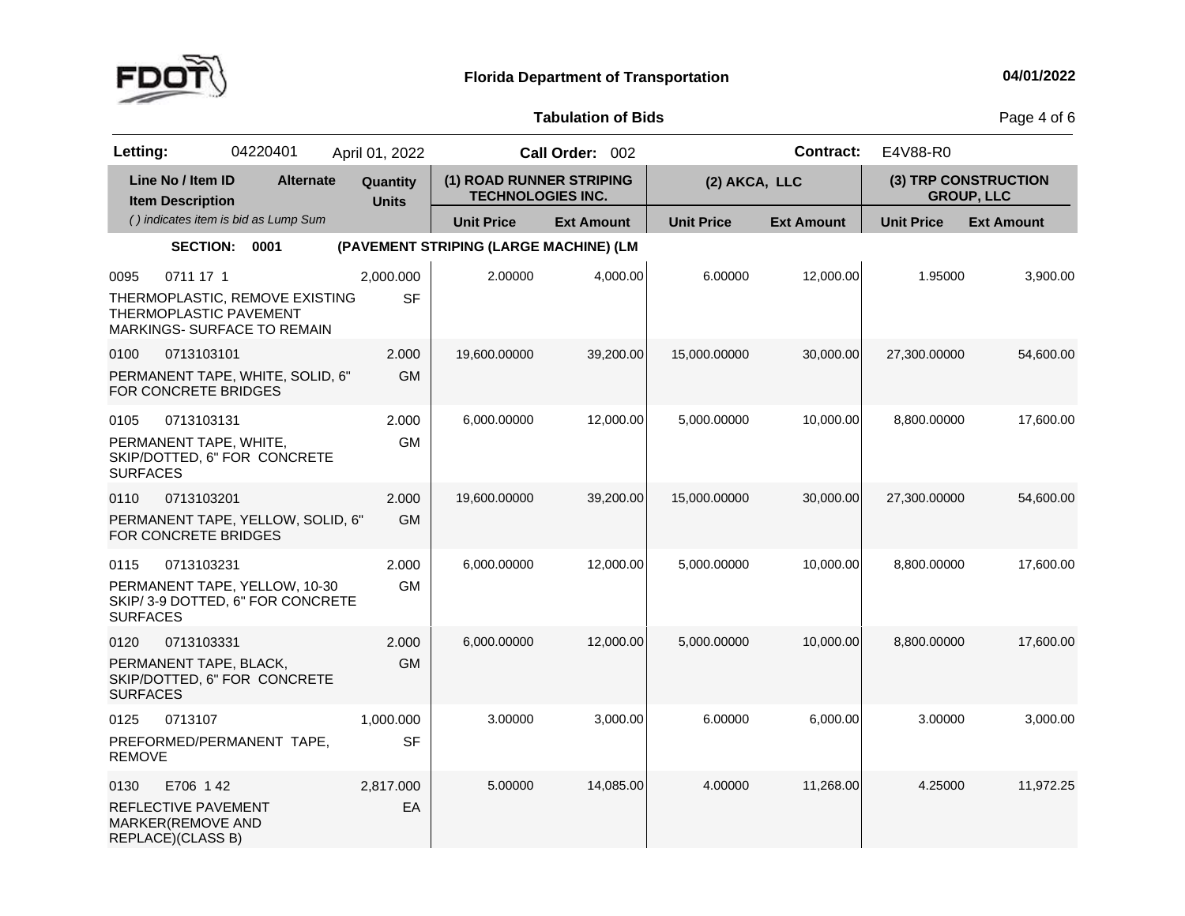**Florida Department of Transportation**

**Tabulation of Bids**

**Letting:** 04220401 April 01, 2022 **Call Order:** 002 **Contract:** E4V88-R0

| Line No / Item ID / Item Description | Alternate | Quantity / Units | (1) ROAD RUNNER STRIPING TECHNOLOGIES INC. | | (2) AKCA, LLC | | (3) TRP CONSTRUCTION GROUP, LLC | |
|---|---|---|---|---|---|---|---|---|
| *( ) indicates item is bid as Lump Sum* | | | Unit Price | Ext Amount | Unit Price | Ext Amount | Unit Price | Ext Amount |
| **SECTION: 0001 (PAVEMENT STRIPING (LARGE MACHINE) (LM** | | | | | | | | |
| 0095 0711 17 1 THERMOPLASTIC, REMOVE EXISTING THERMOPLASTIC PAVEMENT MARKINGS- SURFACE TO REMAIN | | 2,000.000 SF | 2.00000 | 4,000.00 | 6.00000 | 12,000.00 | 1.95000 | 3,900.00 |
| 0100 0713103101 PERMANENT TAPE, WHITE, SOLID, 6" FOR CONCRETE BRIDGES | | 2.000 GM | 19,600.00000 | 39,200.00 | 15,000.00000 | 30,000.00 | 27,300.00000 | 54,600.00 |
| 0105 0713103131 PERMANENT TAPE, WHITE, SKIP/DOTTED, 6" FOR CONCRETE SURFACES | | 2.000 GM | 6,000.00000 | 12,000.00 | 5,000.00000 | 10,000.00 | 8,800.00000 | 17,600.00 |
| 0110 0713103201 PERMANENT TAPE, YELLOW, SOLID, 6" FOR CONCRETE BRIDGES | | 2.000 GM | 19,600.00000 | 39,200.00 | 15,000.00000 | 30,000.00 | 27,300.00000 | 54,600.00 |
| 0115 0713103231 PERMANENT TAPE, YELLOW, 10-30 SKIP/ 3-9 DOTTED, 6" FOR CONCRETE SURFACES | | 2.000 GM | 6,000.00000 | 12,000.00 | 5,000.00000 | 10,000.00 | 8,800.00000 | 17,600.00 |
| 0120 0713103331 PERMANENT TAPE, BLACK, SKIP/DOTTED, 6" FOR CONCRETE SURFACES | | 2.000 GM | 6,000.00000 | 12,000.00 | 5,000.00000 | 10,000.00 | 8,800.00000 | 17,600.00 |
| 0125 0713107 PREFORMED/PERMANENT TAPE, REMOVE | | 1,000.000 SF | 3.00000 | 3,000.00 | 6.00000 | 6,000.00 | 3.00000 | 3,000.00 |
| 0130 E706 1 42 REFLECTIVE PAVEMENT MARKER(REMOVE AND REPLACE)(CLASS B) | | 2,817.000 EA | 5.00000 | 14,085.00 | 4.00000 | 11,268.00 | 4.25000 | 11,972.25 |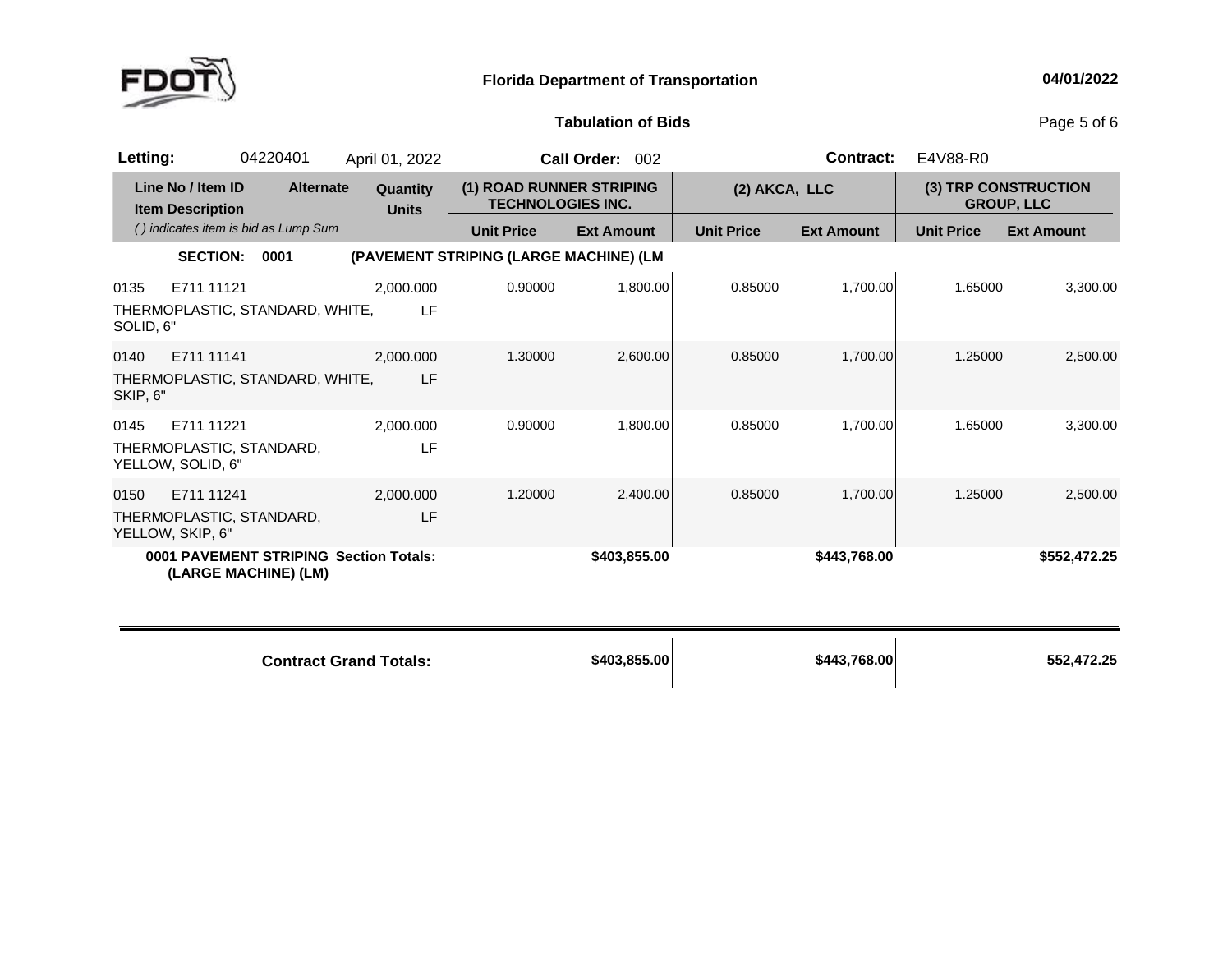# Florida Department of Transportation

**04/01/2022**

## Tabulation of Bids

**Letting:** 04220401 April 01, 2022 **Call Order:** 002 **Contract:** E4V88-R0

| Line No / Item ID<br>Item Description<br>*( ) indicates item is bid as Lump Sum* | Alternate | Quantity<br>Units | (1) ROAD RUNNER STRIPING TECHNOLOGIES INC. | | (2) AKCA, LLC | | (3) TRP CONSTRUCTION GROUP, LLC | |
|---|---|---|---|---|---|---|---|---|
| | | | **Unit Price** | **Ext Amount** | **Unit Price** | **Ext Amount** | **Unit Price** | **Ext Amount** |
| **SECTION: 0001** | | **(PAVEMENT STRIPING (LARGE MACHINE) (LM** | | | | | | |
| 0135 E711 11121<br>THERMOPLASTIC, STANDARD, WHITE, SOLID, 6" | | 2,000.000<br>LF | 0.90000 | 1,800.00 | 0.85000 | 1,700.00 | 1.65000 | 3,300.00 |
| 0140 E711 11141<br>THERMOPLASTIC, STANDARD, WHITE, SKIP, 6" | | 2,000.000<br>LF | 1.30000 | 2,600.00 | 0.85000 | 1,700.00 | 1.25000 | 2,500.00 |
| 0145 E711 11221<br>THERMOPLASTIC, STANDARD, YELLOW, SOLID, 6" | | 2,000.000<br>LF | 0.90000 | 1,800.00 | 0.85000 | 1,700.00 | 1.65000 | 3,300.00 |
| 0150 E711 11241<br>THERMOPLASTIC, STANDARD, YELLOW, SKIP, 6" | | 2,000.000<br>LF | 1.20000 | 2,400.00 | 0.85000 | 1,700.00 | 1.25000 | 2,500.00 |
| **0001 PAVEMENT STRIPING (LARGE MACHINE) (LM) Section Totals:** | | | | **$403,855.00** | | **$443,768.00** | | **$552,472.25** |
| **Contract Grand Totals:** | | | | **$403,855.00** | | **$443,768.00** | | **552,472.25** |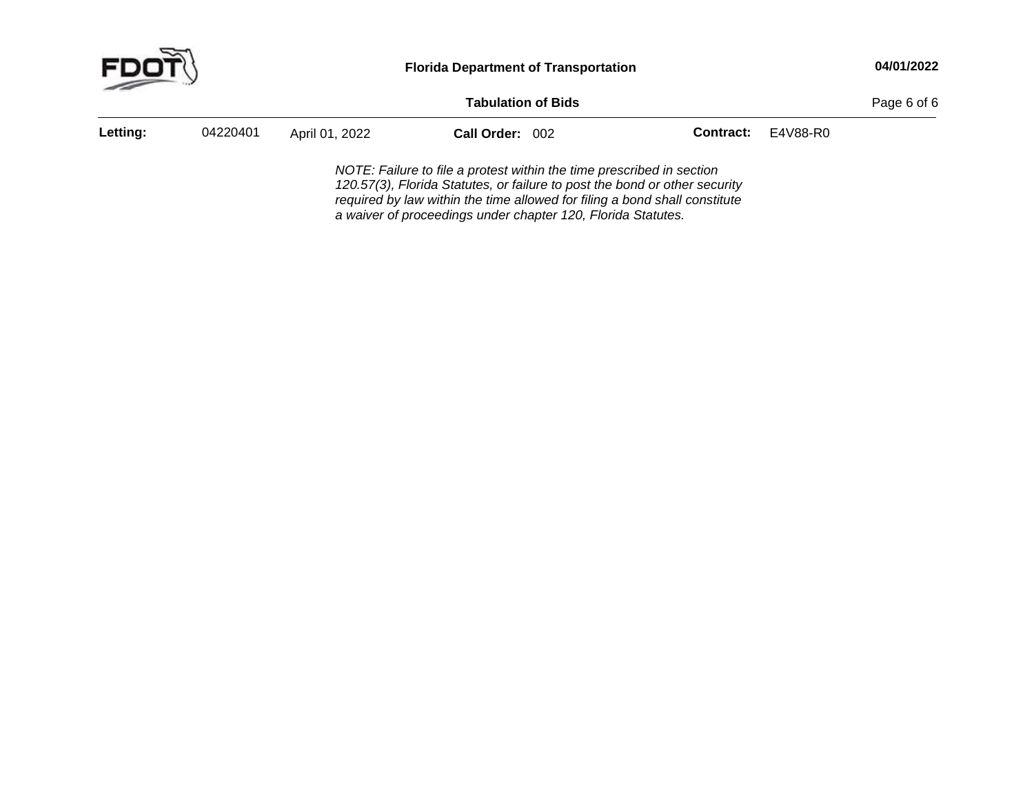**Letting:** 04220401 April 01, 2022 **Call Order:** 002 **Contract:** E4V88-R0

*NOTE: Failure to file a protest within the time prescribed in section 120.57(3), Florida Statutes, or failure to post the bond or other security required by law within the time allowed for filing a bond shall constitute a waiver of proceedings under chapter 120, Florida Statutes.*